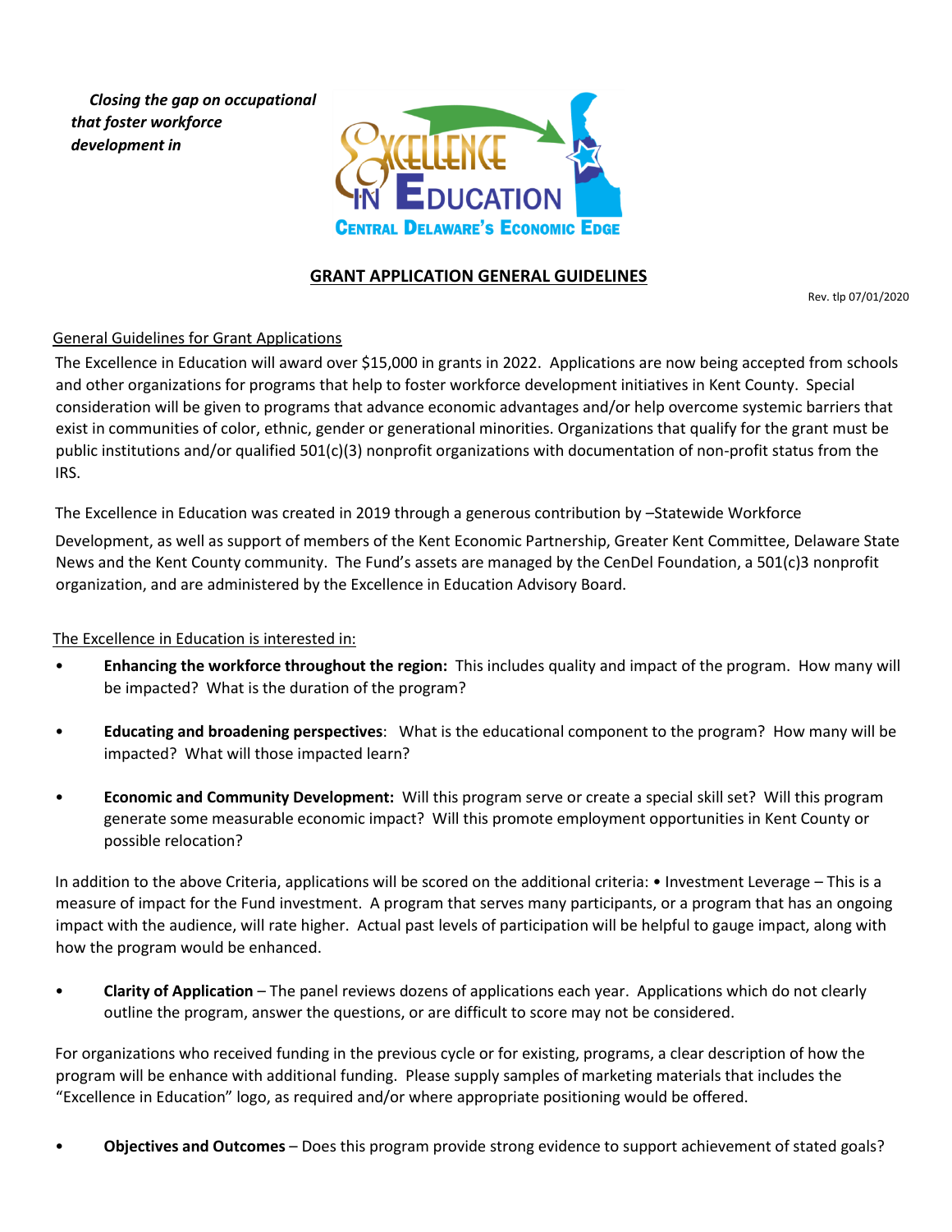*Closing the gap on occupational that foster workforce development in*

## GRANT APPLICATION GENERAL GUIDELINES

Rev. tlp 07/01/2020

General Guidelines for Grant Applications

The Excellence in Education will award over $15,000 in grants in 2022. Applications are now being accepted from schools and other organizations for programs that help to foster workforce development initiatives in Kent County. Special consideration will be given to programs that advance economic advantages and/or help overcome systemic barriers that exist in communities of color, ethnic, gender or generational minorities. Organizations that qualify for the grant must be public institutions and/or qualified 501(c)(3) nonprofit organizations with documentation of non-profit status from the IRS.

The Excellence in Education was created in 2019 through a generous contribution by –Statewide Workforce Development, as well as support of members of the Kent Economic Partnership, Greater Kent Committee, Delaware State News and the Kent County community. The Fund's assets are managed by the CenDel Foundation, a 501(c)3 nonprofit organization, and are administered by the Excellence in Education Advisory Board.

The Excellence in Education is interested in:

- **Enhancing the workforce throughout the region:** This includes quality and impact of the program. How many will be impacted? What is the duration of the program?
- **Educating and broadening perspectives**: What is the educational component to the program? How many will be impacted? What will those impacted learn?
- **Economic and Community Development:** Will this program serve or create a special skill set? Will this program generate some measurable economic impact? Will this promote employment opportunities in Kent County or possible relocation?

In addition to the above Criteria, applications will be scored on the additional criteria: • Investment Leverage – This is a measure of impact for the Fund investment. A program that serves many participants, or a program that has an ongoing impact with the audience, will rate higher. Actual past levels of participation will be helpful to gauge impact, along with how the program would be enhanced.

- **Clarity of Application** – The panel reviews dozens of applications each year. Applications which do not clearly outline the program, answer the questions, or are difficult to score may not be considered.

For organizations who received funding in the previous cycle or for existing, programs, a clear description of how the program will be enhance with additional funding. Please supply samples of marketing materials that includes the "Excellence in Education" logo, as required and/or where appropriate positioning would be offered.

- **Objectives and Outcomes** – Does this program provide strong evidence to support achievement of stated goals?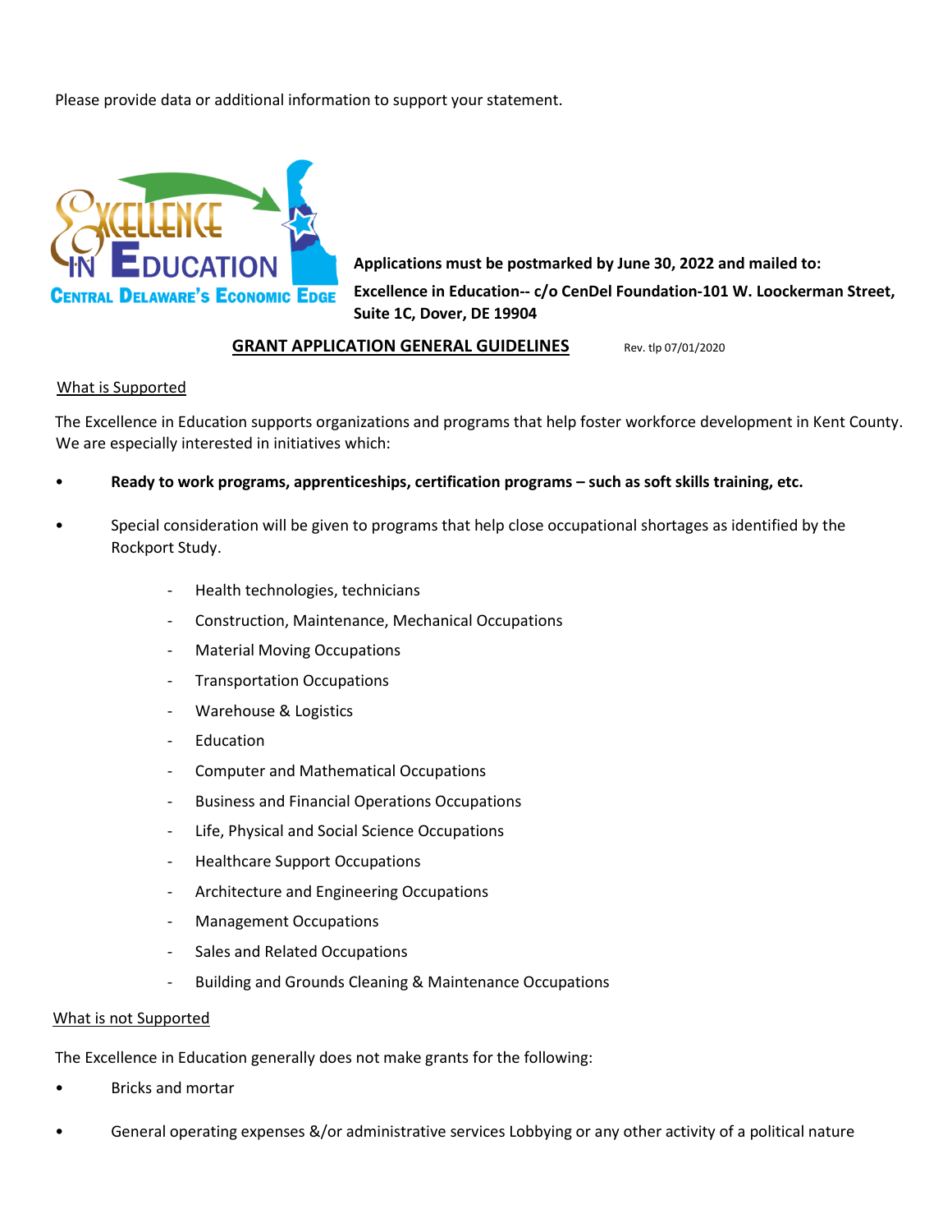Please provide data or additional information to support your statement.

**Applications must be postmarked by June 30, 2022 and mailed to:**
**Excellence in Education-- c/o CenDel Foundation-101 W. Loockerman Street, Suite 1C, Dover, DE 19904**

## GRANT APPLICATION GENERAL GUIDELINES

Rev. tlp 07/01/2020

### What is Supported

The Excellence in Education supports organizations and programs that help foster workforce development in Kent County. We are especially interested in initiatives which:

- **Ready to work programs, apprenticeships, certification programs – such as soft skills training, etc.**
- Special consideration will be given to programs that help close occupational shortages as identified by the Rockport Study.
    - Health technologies, technicians
    - Construction, Maintenance, Mechanical Occupations
    - Material Moving Occupations
    - Transportation Occupations
    - Warehouse & Logistics
    - Education
    - Computer and Mathematical Occupations
    - Business and Financial Operations Occupations
    - Life, Physical and Social Science Occupations
    - Healthcare Support Occupations
    - Architecture and Engineering Occupations
    - Management Occupations
    - Sales and Related Occupations
    - Building and Grounds Cleaning & Maintenance Occupations

### What is not Supported

The Excellence in Education generally does not make grants for the following:

- Bricks and mortar
- General operating expenses &/or administrative services Lobbying or any other activity of a political nature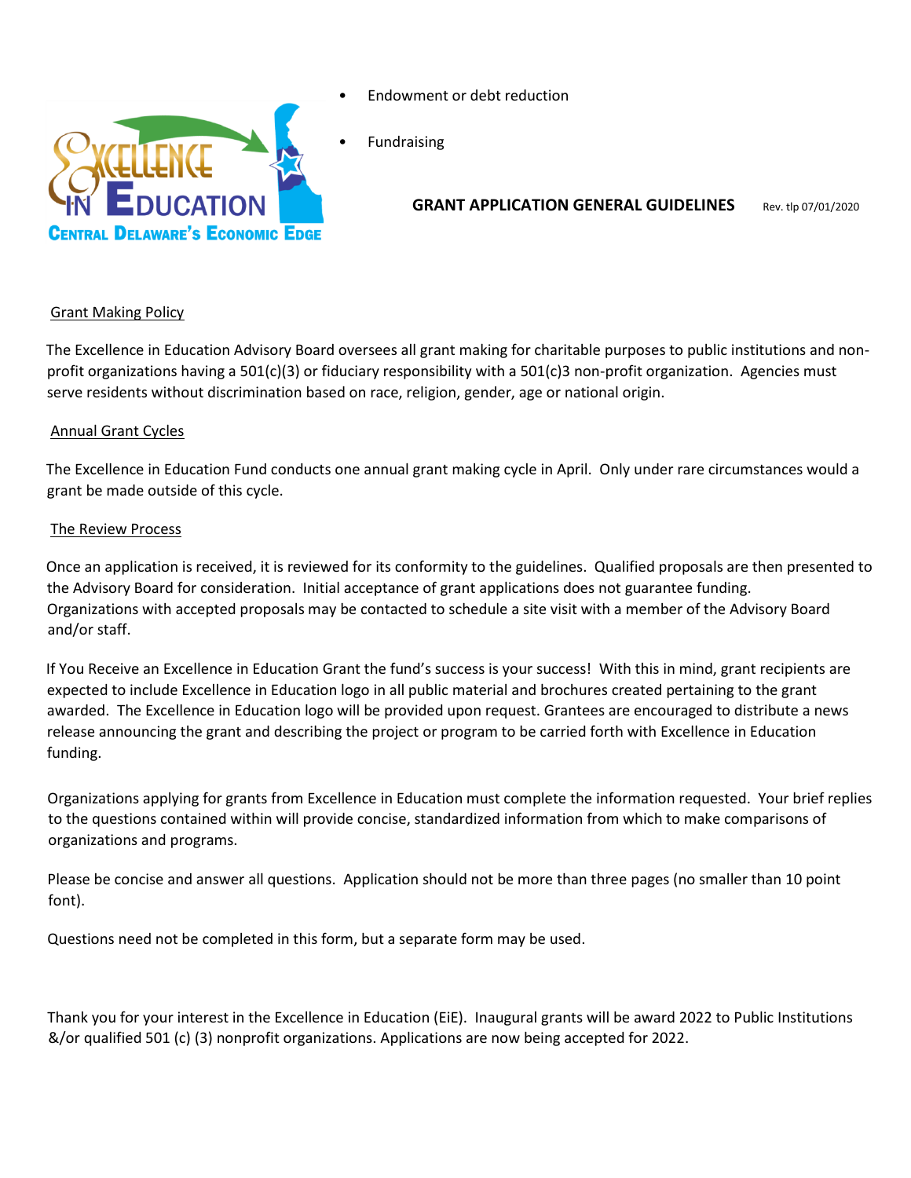- Endowment or debt reduction
- Fundraising

**GRANT APPLICATION GENERAL GUIDELINES** Rev. tlp 07/01/2020

Grant Making Policy

The Excellence in Education Advisory Board oversees all grant making for charitable purposes to public institutions and non-profit organizations having a 501(c)(3) or fiduciary responsibility with a 501(c)3 non-profit organization. Agencies must serve residents without discrimination based on race, religion, gender, age or national origin.

Annual Grant Cycles

The Excellence in Education Fund conducts one annual grant making cycle in April. Only under rare circumstances would a grant be made outside of this cycle.

The Review Process

Once an application is received, it is reviewed for its conformity to the guidelines. Qualified proposals are then presented to the Advisory Board for consideration. Initial acceptance of grant applications does not guarantee funding. Organizations with accepted proposals may be contacted to schedule a site visit with a member of the Advisory Board and/or staff.

If You Receive an Excellence in Education Grant the fund's success is your success! With this in mind, grant recipients are expected to include Excellence in Education logo in all public material and brochures created pertaining to the grant awarded. The Excellence in Education logo will be provided upon request. Grantees are encouraged to distribute a news release announcing the grant and describing the project or program to be carried forth with Excellence in Education funding.

Organizations applying for grants from Excellence in Education must complete the information requested. Your brief replies to the questions contained within will provide concise, standardized information from which to make comparisons of organizations and programs.

Please be concise and answer all questions. Application should not be more than three pages (no smaller than 10 point font).

Questions need not be completed in this form, but a separate form may be used.

Thank you for your interest in the Excellence in Education (EiE). Inaugural grants will be award 2022 to Public Institutions &/or qualified 501 (c) (3) nonprofit organizations. Applications are now being accepted for 2022.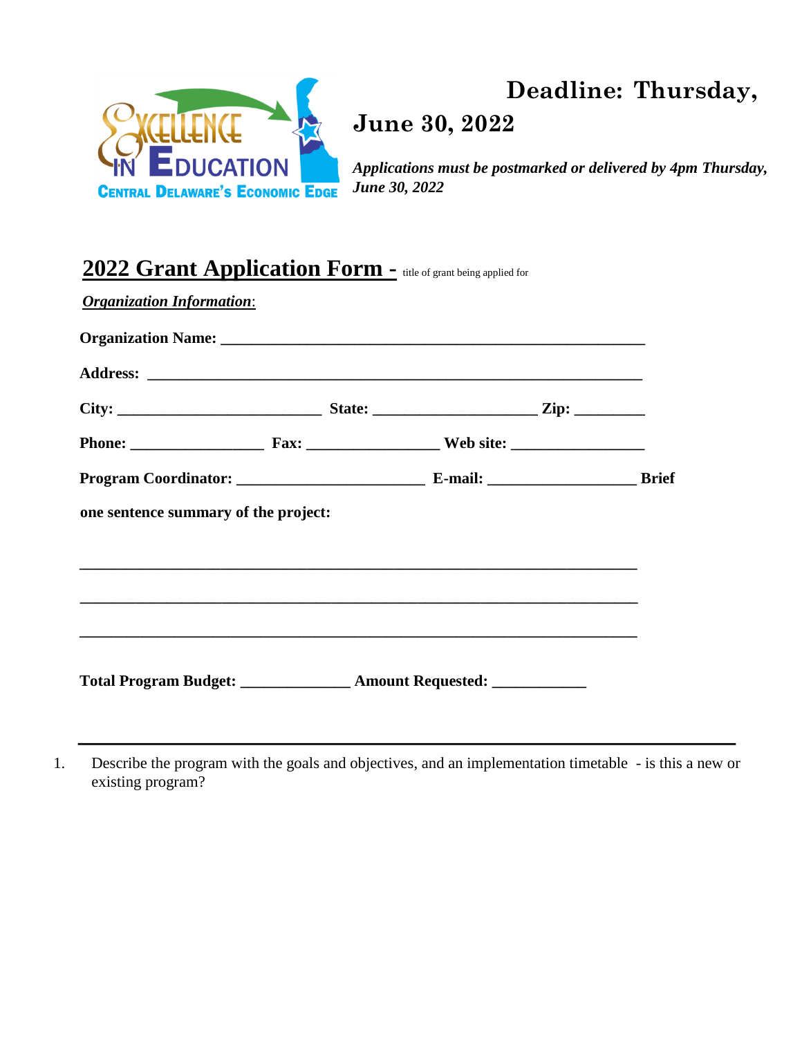**Deadline: Thursday, June 30, 2022**

*Applications must be postmarked or delivered by 4pm Thursday, June 30, 2022*

## 2022 Grant Application Form - title of grant being applied for

***Organization Information***:

**Organization Name:** ________________________________________________

**Address:** ________________________________________________________

**City:** ______________________ **State:** __________________ **Zip:** ________

**Phone:** _______________ **Fax:** _______________ **Web site:** _______________

**Program Coordinator:** _____________________ **E-mail:** ________________ **Brief one sentence summary of the project:**

_______________________________________________________________

_______________________________________________________________

_______________________________________________________________

**Total Program Budget:** ____________ **Amount Requested:** ___________

---

1. Describe the program with the goals and objectives, and an implementation timetable - is this a new or existing program?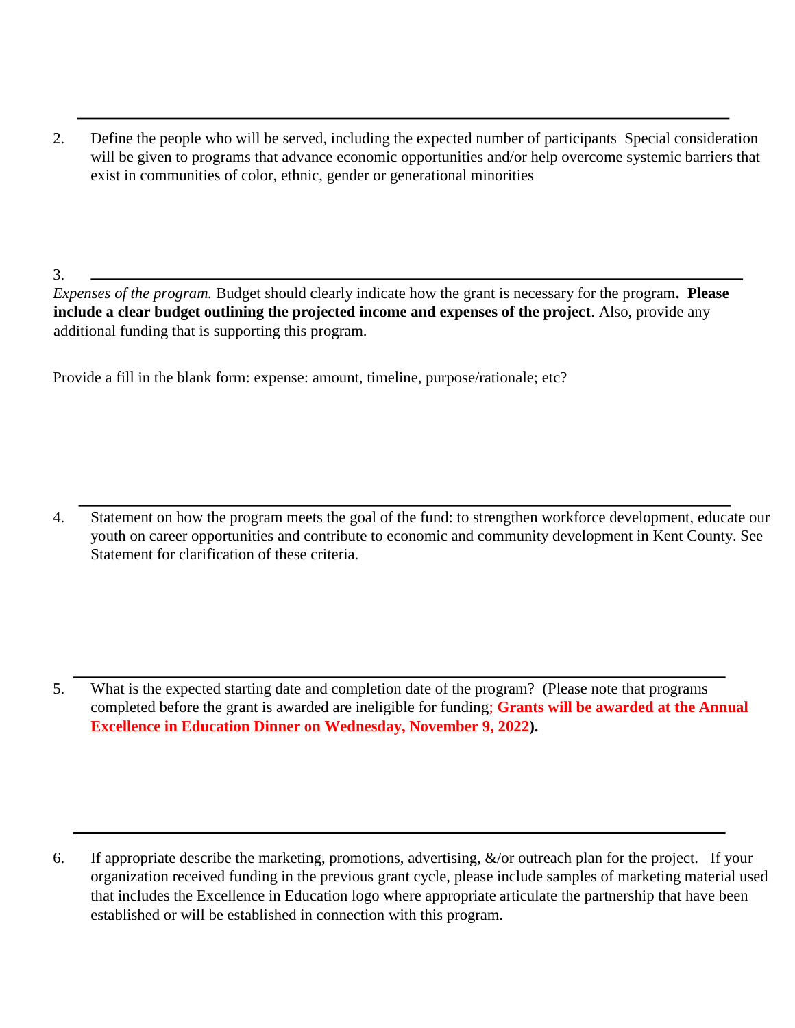---

2. Define the people who will be served, including the expected number of participants  Special consideration will be given to programs that advance economic opportunities and/or help overcome systemic barriers that exist in communities of color, ethnic, gender or generational minorities

3. ---

*Expenses of the program.* Budget should clearly indicate how the grant is necessary for the program**. Please include a clear budget outlining the projected income and expenses of the project**. Also, provide any additional funding that is supporting this program.

Provide a fill in the blank form: expense: amount, timeline, purpose/rationale; etc?

---

4. Statement on how the program meets the goal of the fund: to strengthen workforce development, educate our youth on career opportunities and contribute to economic and community development in Kent County. See Statement for clarification of these criteria.

---

5. What is the expected starting date and completion date of the program? (Please note that programs completed before the grant is awarded are ineligible for funding; **Grants will be awarded at the Annual Excellence in Education Dinner on Wednesday, November 9, 2022**).

---

6. If appropriate describe the marketing, promotions, advertising, &/or outreach plan for the project. If your organization received funding in the previous grant cycle, please include samples of marketing material used that includes the Excellence in Education logo where appropriate articulate the partnership that have been established or will be established in connection with this program.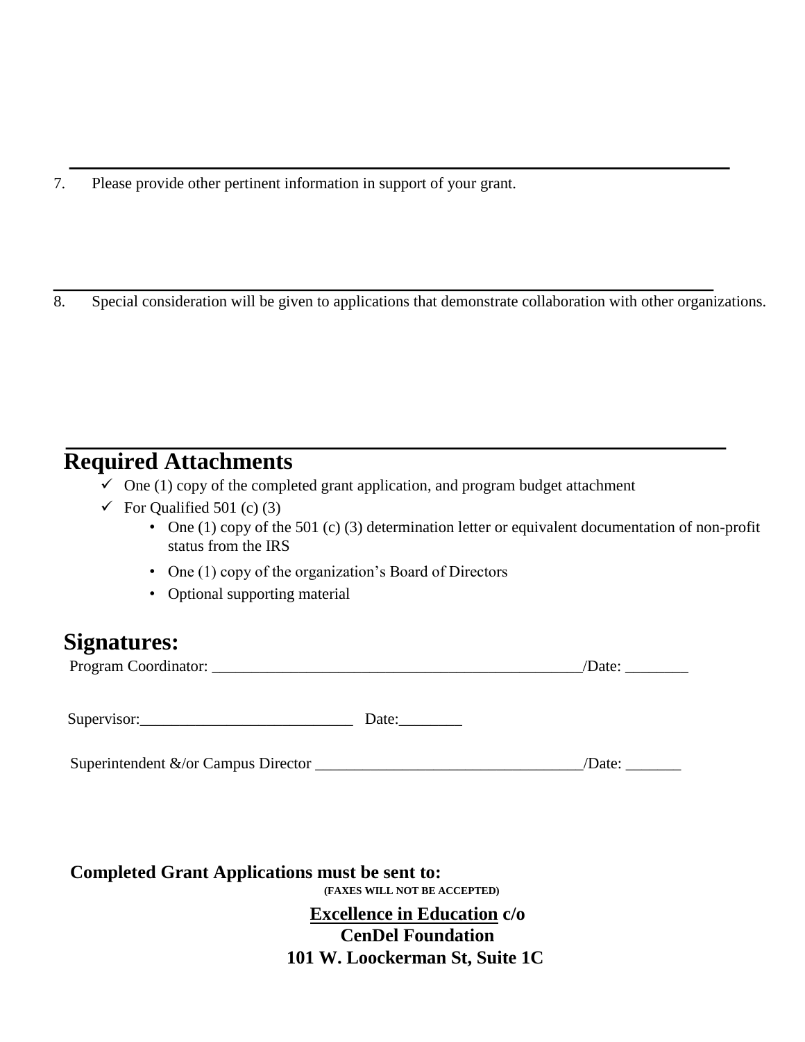7. Please provide other pertinent information in support of your grant.

8. Special consideration will be given to applications that demonstrate collaboration with other organizations.

## Required Attachments

- ✓ One (1) copy of the completed grant application, and program budget attachment
- ✓ For Qualified 501 (c) (3)
  - One (1) copy of the 501 (c) (3) determination letter or equivalent documentation of non-profit status from the IRS
  - One (1) copy of the organization's Board of Directors
  - Optional supporting material

## Signatures:

Program Coordinator: _______________________________________________/Date: ________

Supervisor:___________________________ Date:________

Superintendent &/or Campus Director __________________________________/Date: _______

**Completed Grant Applications must be sent to:**

**(FAXES WILL NOT BE ACCEPTED)**

**Excellence in Education c/o**
**CenDel Foundation**
**101 W. Loockerman St, Suite 1C**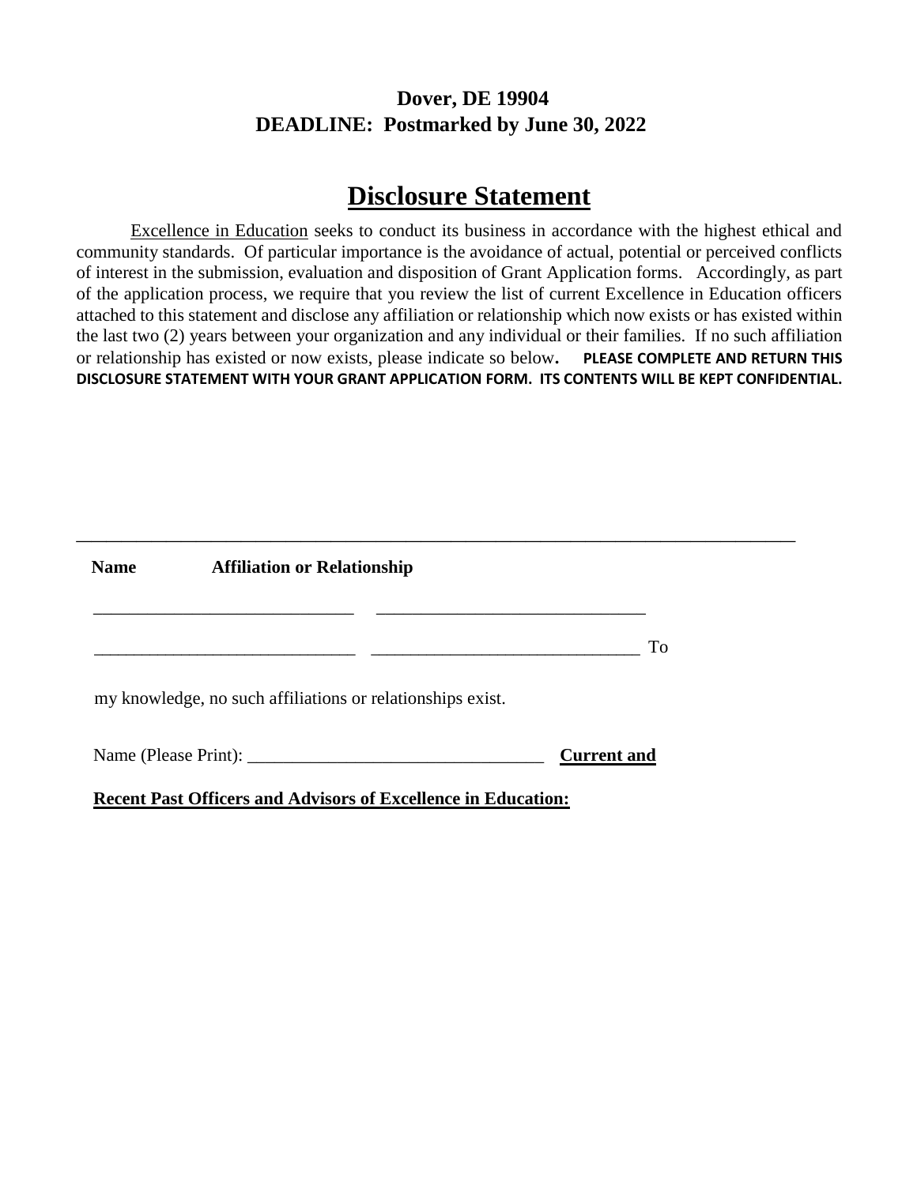**Dover, DE 19904**
**DEADLINE: Postmarked by June 30, 2022**

# Disclosure Statement

Excellence in Education seeks to conduct its business in accordance with the highest ethical and community standards. Of particular importance is the avoidance of actual, potential or perceived conflicts of interest in the submission, evaluation and disposition of Grant Application forms. Accordingly, as part of the application process, we require that you review the list of current Excellence in Education officers attached to this statement and disclose any affiliation or relationship which now exists or has existed within the last two (2) years between your organization and any individual or their families. If no such affiliation or relationship has existed or now exists, please indicate so below. **PLEASE COMPLETE AND RETURN THIS DISCLOSURE STATEMENT WITH YOUR GRANT APPLICATION FORM. ITS CONTENTS WILL BE KEPT CONFIDENTIAL.**

_______________________________________________________________________________

**Name** **Affiliation or Relationship**

_____________________________ _____________________________

_____________________________ _____________________________ To

my knowledge, no such affiliations or relationships exist.

Name (Please Print): ________________________________ **Current and**

**Recent Past Officers and Advisors of Excellence in Education:**